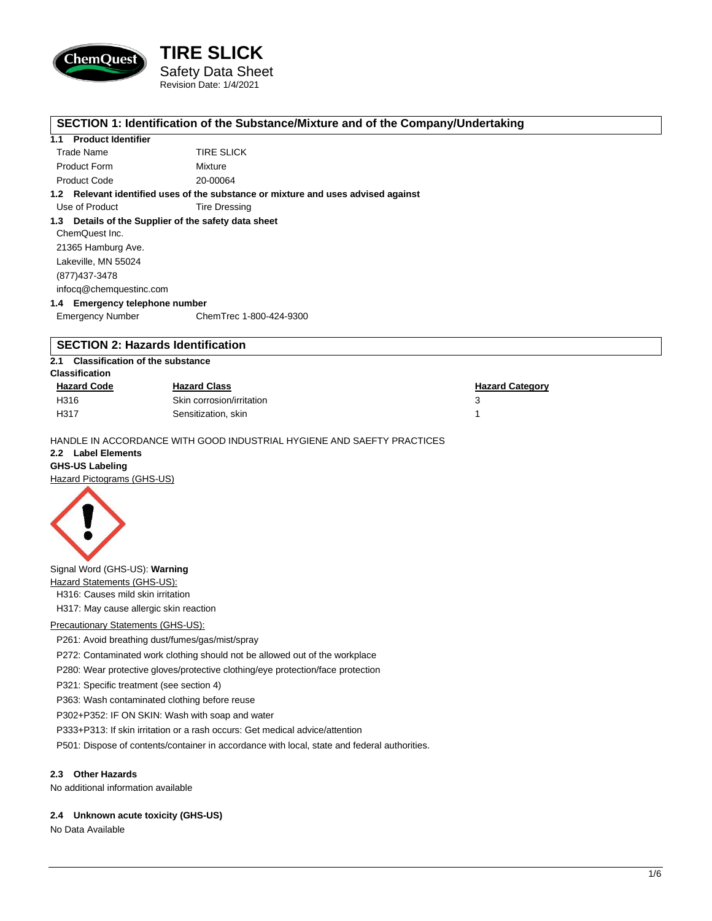# TIRE SLICK

Safety Data Sheet

Revision Date: 1/4/2021

## SECTION 1: Identification of the Substance/Mixture and of the Company/Undertaking

### 1.1 Product Identifier

| | |
|---|---|
| Trade Name | TIRE SLICK |
| Product Form | Mixture |
| Product Code | 20-00064 |

### 1.2 Relevant identified uses of the substance or mixture and uses advised against

| | |
|---|---|
| Use of Product | Tire Dressing |

### 1.3 Details of the Supplier of the safety data sheet

ChemQuest Inc.
21365 Hamburg Ave.
Lakeville, MN 55024
(877)437-3478
infocq@chemquestinc.com

### 1.4 Emergency telephone number

| | |
|---|---|
| Emergency Number | ChemTrec 1-800-424-9300 |

## SECTION 2: Hazards Identification

### 2.1 Classification of the substance

**Classification**

| Hazard Code | Hazard Class | Hazard Category |
|---|---|---|
| H316 | Skin corrosion/irritation | 3 |
| H317 | Sensitization, skin | 1 |

HANDLE IN ACCORDANCE WITH GOOD INDUSTRIAL HYGIENE AND SAEFTY PRACTICES

### 2.2 Label Elements

**GHS-US Labeling**

Hazard Pictograms (GHS-US)

Signal Word (GHS-US): **Warning**

Hazard Statements (GHS-US):

H316: Causes mild skin irritation
H317: May cause allergic skin reaction

Precautionary Statements (GHS-US):

P261: Avoid breathing dust/fumes/gas/mist/spray
P272: Contaminated work clothing should not be allowed out of the workplace
P280: Wear protective gloves/protective clothing/eye protection/face protection
P321: Specific treatment (see section 4)
P363: Wash contaminated clothing before reuse
P302+P352: IF ON SKIN: Wash with soap and water
P333+P313: If skin irritation or a rash occurs: Get medical advice/attention
P501: Dispose of contents/container in accordance with local, state and federal authorities.

### 2.3 Other Hazards

No additional information available

### 2.4 Unknown acute toxicity (GHS-US)

No Data Available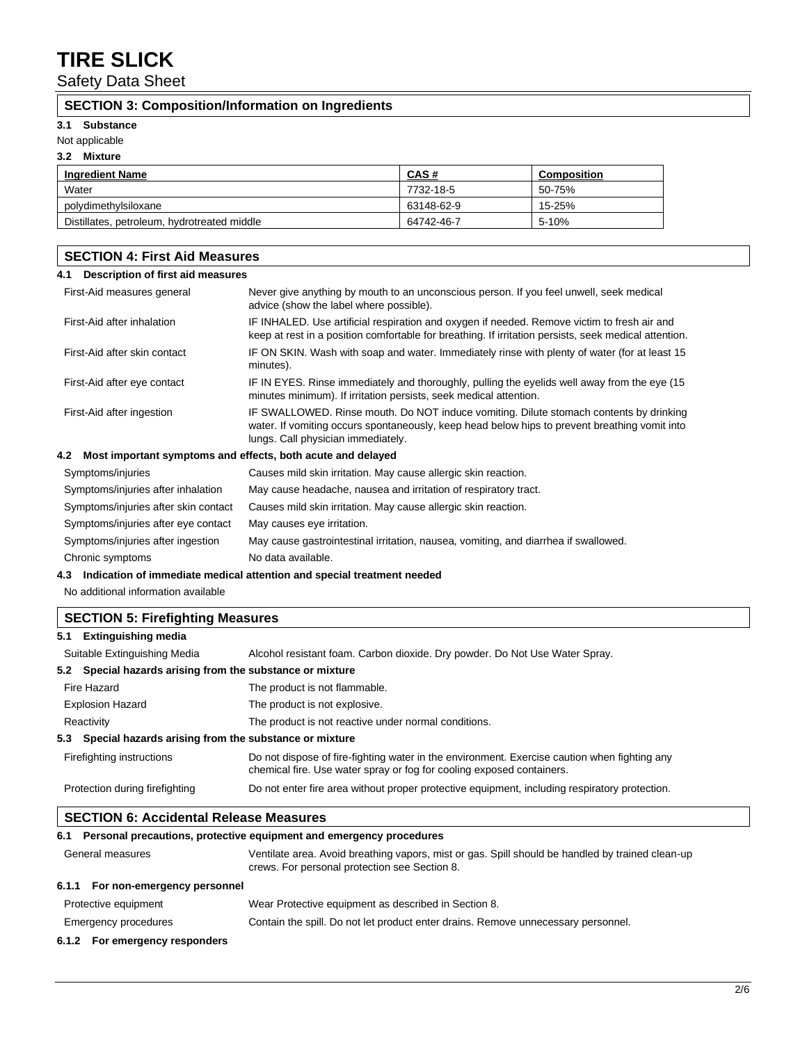## SECTION 3: Composition/Information on Ingredients

### 3.1 Substance

Not applicable

### 3.2 Mixture

| Ingredient Name | CAS # | Composition |
|---|---|---|
| Water | 7732-18-5 | 50-75% |
| polydimethylsiloxane | 63148-62-9 | 15-25% |
| Distillates, petroleum, hydrotreated middle | 64742-46-7 | 5-10% |

## SECTION 4: First Aid Measures

### 4.1 Description of first aid measures

| | |
|---|---|
| First-Aid measures general | Never give anything by mouth to an unconscious person. If you feel unwell, seek medical advice (show the label where possible). |
| First-Aid after inhalation | IF INHALED. Use artificial respiration and oxygen if needed. Remove victim to fresh air and keep at rest in a position comfortable for breathing. If irritation persists, seek medical attention. |
| First-Aid after skin contact | IF ON SKIN. Wash with soap and water. Immediately rinse with plenty of water (for at least 15 minutes). |
| First-Aid after eye contact | IF IN EYES. Rinse immediately and thoroughly, pulling the eyelids well away from the eye (15 minutes minimum). If irritation persists, seek medical attention. |
| First-Aid after ingestion | IF SWALLOWED. Rinse mouth. Do NOT induce vomiting. Dilute stomach contents by drinking water. If vomiting occurs spontaneously, keep head below hips to prevent breathing vomit into lungs. Call physician immediately. |

### 4.2 Most important symptoms and effects, both acute and delayed

| | |
|---|---|
| Symptoms/injuries | Causes mild skin irritation. May cause allergic skin reaction. |
| Symptoms/injuries after inhalation | May cause headache, nausea and irritation of respiratory tract. |
| Symptoms/injuries after skin contact | Causes mild skin irritation. May cause allergic skin reaction. |
| Symptoms/injuries after eye contact | May causes eye irritation. |
| Symptoms/injuries after ingestion | May cause gastrointestinal irritation, nausea, vomiting, and diarrhea if swallowed. |
| Chronic symptoms | No data available. |

### 4.3 Indication of immediate medical attention and special treatment needed

No additional information available

## SECTION 5: Firefighting Measures

### 5.1 Extinguishing media

| | |
|---|---|
| Suitable Extinguishing Media | Alcohol resistant foam. Carbon dioxide. Dry powder. Do Not Use Water Spray. |

### 5.2 Special hazards arising from the substance or mixture

| | |
|---|---|
| Fire Hazard | The product is not flammable. |
| Explosion Hazard | The product is not explosive. |
| Reactivity | The product is not reactive under normal conditions. |

### 5.3 Special hazards arising from the substance or mixture

| | |
|---|---|
| Firefighting instructions | Do not dispose of fire-fighting water in the environment. Exercise caution when fighting any chemical fire. Use water spray or fog for cooling exposed containers. |
| Protection during firefighting | Do not enter fire area without proper protective equipment, including respiratory protection. |

## SECTION 6: Accidental Release Measures

### 6.1 Personal precautions, protective equipment and emergency procedures

| | |
|---|---|
| General measures | Ventilate area. Avoid breathing vapors, mist or gas. Spill should be handled by trained clean-up crews. For personal protection see Section 8. |

#### 6.1.1 For non-emergency personnel

| | |
|---|---|
| Protective equipment | Wear Protective equipment as described in Section 8. |
| Emergency procedures | Contain the spill. Do not let product enter drains. Remove unnecessary personnel. |

#### 6.1.2 For emergency responders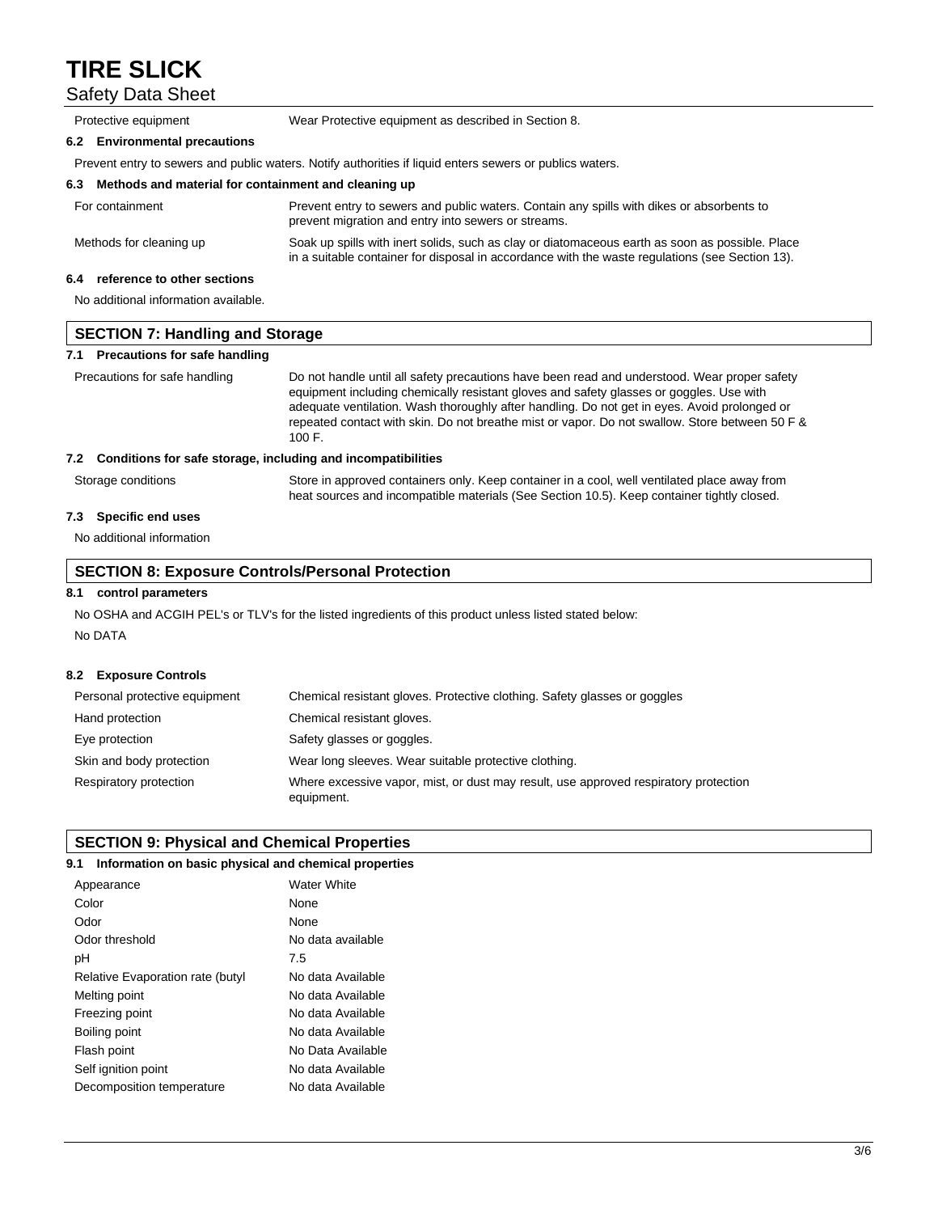| | |
|---|---|
| Protective equipment | Wear Protective equipment as described in Section 8. |

### 6.2 Environmental precautions

Prevent entry to sewers and public waters. Notify authorities if liquid enters sewers or publics waters.

### 6.3 Methods and material for containment and cleaning up

| | |
|---|---|
| For containment | Prevent entry to sewers and public waters. Contain any spills with dikes or absorbents to prevent migration and entry into sewers or streams. |
| Methods for cleaning up | Soak up spills with inert solids, such as clay or diatomaceous earth as soon as possible. Place in a suitable container for disposal in accordance with the waste regulations (see Section 13). |

### 6.4 reference to other sections

No additional information available.

## SECTION 7: Handling and Storage

### 7.1 Precautions for safe handling

| | |
|---|---|
| Precautions for safe handling | Do not handle until all safety precautions have been read and understood. Wear proper safety equipment including chemically resistant gloves and safety glasses or goggles. Use with adequate ventilation. Wash thoroughly after handling. Do not get in eyes. Avoid prolonged or repeated contact with skin. Do not breathe mist or vapor. Do not swallow. Store between 50 F & 100 F. |

### 7.2 Conditions for safe storage, including and incompatibilities

| | |
|---|---|
| Storage conditions | Store in approved containers only. Keep container in a cool, well ventilated place away from heat sources and incompatible materials (See Section 10.5). Keep container tightly closed. |

### 7.3 Specific end uses

No additional information

## SECTION 8: Exposure Controls/Personal Protection

### 8.1 control parameters

No OSHA and ACGIH PEL's or TLV's for the listed ingredients of this product unless listed stated below:

No DATA

### 8.2 Exposure Controls

| | |
|---|---|
| Personal protective equipment | Chemical resistant gloves. Protective clothing. Safety glasses or goggles |
| Hand protection | Chemical resistant gloves. |
| Eye protection | Safety glasses or goggles. |
| Skin and body protection | Wear long sleeves. Wear suitable protective clothing. |
| Respiratory protection | Where excessive vapor, mist, or dust may result, use approved respiratory protection equipment. |

## SECTION 9: Physical and Chemical Properties

### 9.1 Information on basic physical and chemical properties

| | |
|---|---|
| Appearance | Water White |
| Color | None |
| Odor | None |
| Odor threshold | No data available |
| pH | 7.5 |
| Relative Evaporation rate (butyl | No data Available |
| Melting point | No data Available |
| Freezing point | No data Available |
| Boiling point | No data Available |
| Flash point | No Data Available |
| Self ignition point | No data Available |
| Decomposition temperature | No data Available |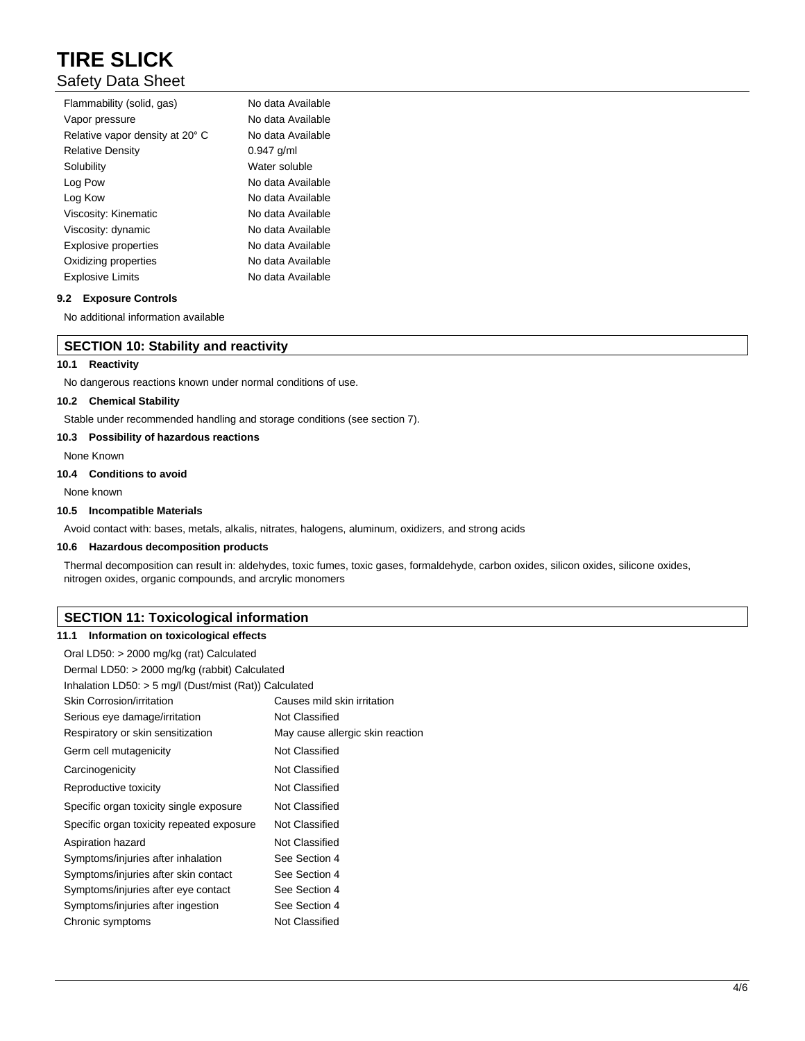| | |
|---|---|
| Flammability (solid, gas) | No data Available |
| Vapor pressure | No data Available |
| Relative vapor density at 20° C | No data Available |
| Relative Density | 0.947 g/ml |
| Solubility | Water soluble |
| Log Pow | No data Available |
| Log Kow | No data Available |
| Viscosity: Kinematic | No data Available |
| Viscosity: dynamic | No data Available |
| Explosive properties | No data Available |
| Oxidizing properties | No data Available |
| Explosive Limits | No data Available |

### 9.2 Exposure Controls

No additional information available

## SECTION 10: Stability and reactivity

### 10.1 Reactivity

No dangerous reactions known under normal conditions of use.

### 10.2 Chemical Stability

Stable under recommended handling and storage conditions (see section 7).

### 10.3 Possibility of hazardous reactions

None Known

### 10.4 Conditions to avoid

None known

### 10.5 Incompatible Materials

Avoid contact with: bases, metals, alkalis, nitrates, halogens, aluminum, oxidizers, and strong acids

### 10.6 Hazardous decomposition products

Thermal decomposition can result in: aldehydes, toxic fumes, toxic gases, formaldehyde, carbon oxides, silicon oxides, silicone oxides, nitrogen oxides, organic compounds, and arcrylic monomers

## SECTION 11: Toxicological information

### 11.1 Information on toxicological effects

Oral LD50: > 2000 mg/kg (rat) Calculated

Dermal LD50: > 2000 mg/kg (rabbit) Calculated

Inhalation LD50: > 5 mg/l (Dust/mist (Rat)) Calculated

| | |
|---|---|
| Skin Corrosion/irritation | Causes mild skin irritation |
| Serious eye damage/irritation | Not Classified |
| Respiratory or skin sensitization | May cause allergic skin reaction |
| Germ cell mutagenicity | Not Classified |
| Carcinogenicity | Not Classified |
| Reproductive toxicity | Not Classified |
| Specific organ toxicity single exposure | Not Classified |
| Specific organ toxicity repeated exposure | Not Classified |
| Aspiration hazard | Not Classified |
| Symptoms/injuries after inhalation | See Section 4 |
| Symptoms/injuries after skin contact | See Section 4 |
| Symptoms/injuries after eye contact | See Section 4 |
| Symptoms/injuries after ingestion | See Section 4 |
| Chronic symptoms | Not Classified |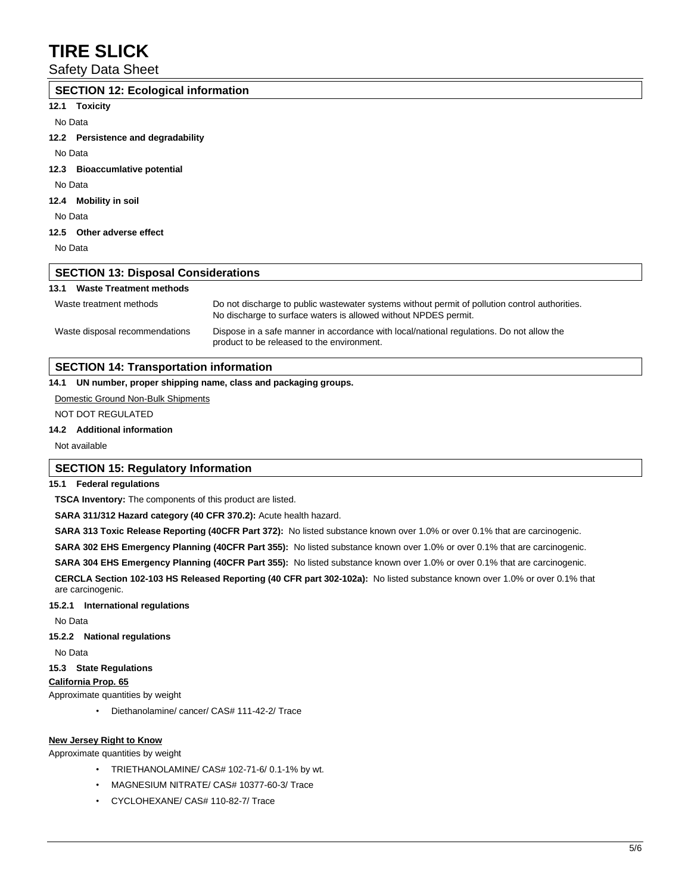## SECTION 12: Ecological information

### 12.1 Toxicity

No Data

### 12.2 Persistence and degradability

No Data

### 12.3 Bioaccumlative potential

No Data

### 12.4 Mobility in soil

No Data

### 12.5 Other adverse effect

No Data

## SECTION 13: Disposal Considerations

### 13.1 Waste Treatment methods

| | |
|---|---|
| Waste treatment methods | Do not discharge to public wastewater systems without permit of pollution control authorities. No discharge to surface waters is allowed without NPDES permit. |
| Waste disposal recommendations | Dispose in a safe manner in accordance with local/national regulations. Do not allow the product to be released to the environment. |

## SECTION 14: Transportation information

### 14.1 UN number, proper shipping name, class and packaging groups.

Domestic Ground Non-Bulk Shipments

NOT DOT REGULATED

### 14.2 Additional information

Not available

## SECTION 15: Regulatory Information

### 15.1 Federal regulations

**TSCA Inventory:** The components of this product are listed.

**SARA 311/312 Hazard category (40 CFR 370.2):** Acute health hazard.

**SARA 313 Toxic Release Reporting (40CFR Part 372):** No listed substance known over 1.0% or over 0.1% that are carcinogenic.

**SARA 302 EHS Emergency Planning (40CFR Part 355):** No listed substance known over 1.0% or over 0.1% that are carcinogenic.

**SARA 304 EHS Emergency Planning (40CFR Part 355):** No listed substance known over 1.0% or over 0.1% that are carcinogenic.

**CERCLA Section 102-103 HS Released Reporting (40 CFR part 302-102a):** No listed substance known over 1.0% or over 0.1% that are carcinogenic.

### 15.2.1 International regulations

No Data

### 15.2.2 National regulations

No Data

### 15.3 State Regulations

**California Prop. 65**

Approximate quantities by weight

- Diethanolamine/ cancer/ CAS# 111-42-2/ Trace

**New Jersey Right to Know**

Approximate quantities by weight

- TRIETHANOLAMINE/ CAS# 102-71-6/ 0.1-1% by wt.
- MAGNESIUM NITRATE/ CAS# 10377-60-3/ Trace
- CYCLOHEXANE/ CAS# 110-82-7/ Trace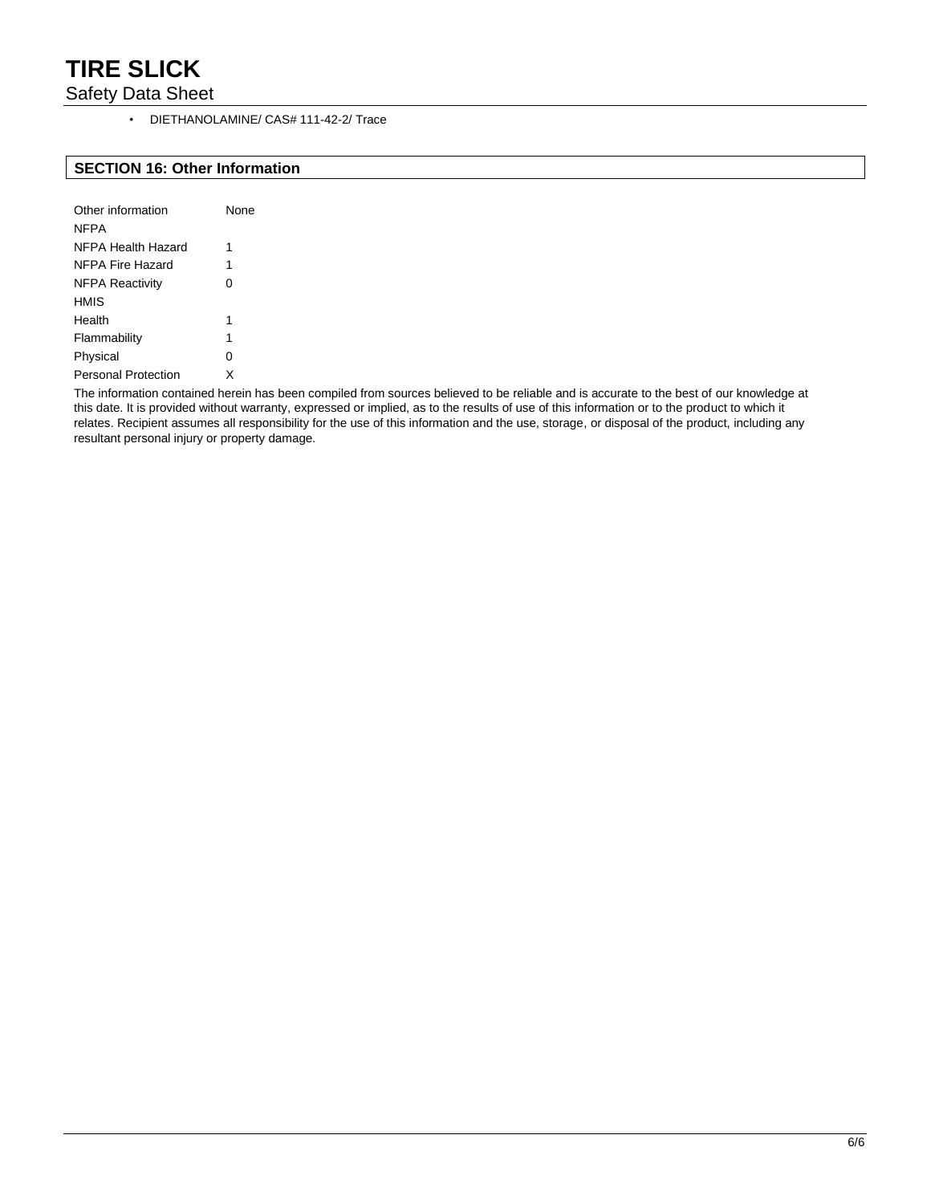- DIETHANOLAMINE/ CAS# 111-42-2/ Trace

## SECTION 16: Other Information

| | |
|---|---|
| Other information | None |
| NFPA | |
| NFPA Health Hazard | 1 |
| NFPA Fire Hazard | 1 |
| NFPA Reactivity | 0 |
| HMIS | |
| Health | 1 |
| Flammability | 1 |
| Physical | 0 |
| Personal Protection | X |

The information contained herein has been compiled from sources believed to be reliable and is accurate to the best of our knowledge at this date. It is provided without warranty, expressed or implied, as to the results of use of this information or to the product to which it relates. Recipient assumes all responsibility for the use of this information and the use, storage, or disposal of the product, including any resultant personal injury or property damage.